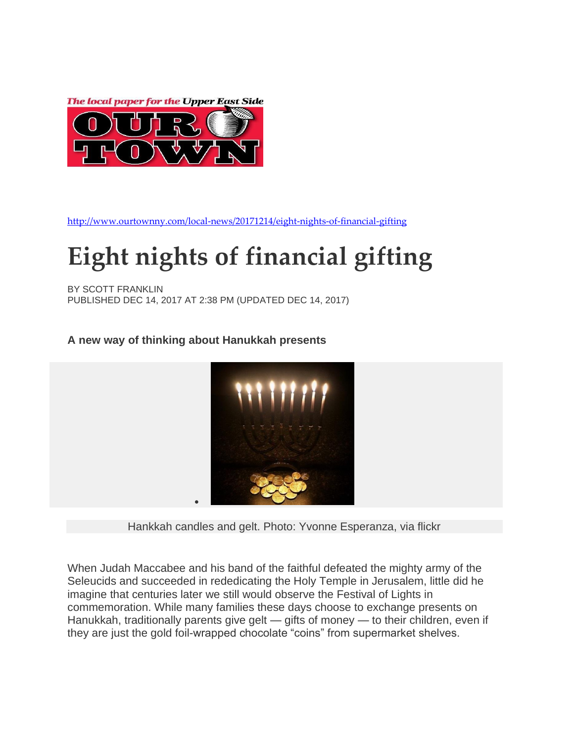The local paper for the Upper East Side

OUR TOWN

http://www.ourtownny.com/local-news/20171214/eight-nights-of-financial-gifting

# Eight nights of financial gifting

BY SCOTT FRANKLIN
PUBLISHED DEC 14, 2017 AT 2:38 PM (UPDATED DEC 14, 2017)

### A new way of thinking about Hanukkah presents

Hankkah candles and gelt. Photo: Yvonne Esperanza, via flickr

When Judah Maccabee and his band of the faithful defeated the mighty army of the Seleucids and succeeded in rededicating the Holy Temple in Jerusalem, little did he imagine that centuries later we still would observe the Festival of Lights in commemoration. While many families these days choose to exchange presents on Hanukkah, traditionally parents give gelt — gifts of money — to their children, even if they are just the gold foil-wrapped chocolate "coins" from supermarket shelves.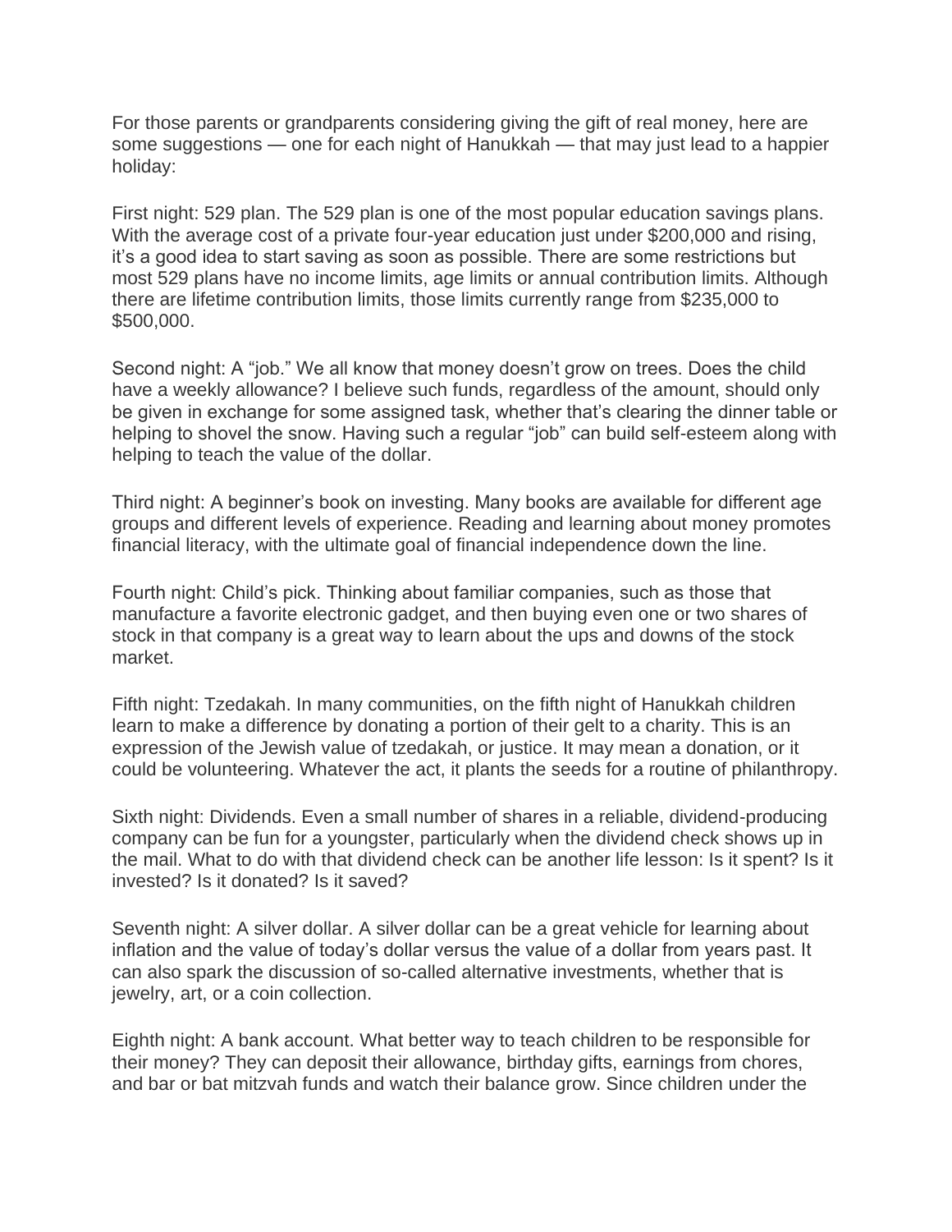For those parents or grandparents considering giving the gift of real money, here are some suggestions — one for each night of Hanukkah — that may just lead to a happier holiday:

First night: 529 plan. The 529 plan is one of the most popular education savings plans. With the average cost of a private four-year education just under $200,000 and rising, it's a good idea to start saving as soon as possible. There are some restrictions but most 529 plans have no income limits, age limits or annual contribution limits. Although there are lifetime contribution limits, those limits currently range from $235,000 to $500,000.

Second night: A "job." We all know that money doesn't grow on trees. Does the child have a weekly allowance? I believe such funds, regardless of the amount, should only be given in exchange for some assigned task, whether that's clearing the dinner table or helping to shovel the snow. Having such a regular "job" can build self-esteem along with helping to teach the value of the dollar.

Third night: A beginner's book on investing. Many books are available for different age groups and different levels of experience. Reading and learning about money promotes financial literacy, with the ultimate goal of financial independence down the line.

Fourth night: Child's pick. Thinking about familiar companies, such as those that manufacture a favorite electronic gadget, and then buying even one or two shares of stock in that company is a great way to learn about the ups and downs of the stock market.

Fifth night: Tzedakah. In many communities, on the fifth night of Hanukkah children learn to make a difference by donating a portion of their gelt to a charity. This is an expression of the Jewish value of tzedakah, or justice. It may mean a donation, or it could be volunteering. Whatever the act, it plants the seeds for a routine of philanthropy.

Sixth night: Dividends. Even a small number of shares in a reliable, dividend-producing company can be fun for a youngster, particularly when the dividend check shows up in the mail. What to do with that dividend check can be another life lesson: Is it spent? Is it invested? Is it donated? Is it saved?

Seventh night: A silver dollar. A silver dollar can be a great vehicle for learning about inflation and the value of today's dollar versus the value of a dollar from years past. It can also spark the discussion of so-called alternative investments, whether that is jewelry, art, or a coin collection.

Eighth night: A bank account. What better way to teach children to be responsible for their money? They can deposit their allowance, birthday gifts, earnings from chores, and bar or bat mitzvah funds and watch their balance grow. Since children under the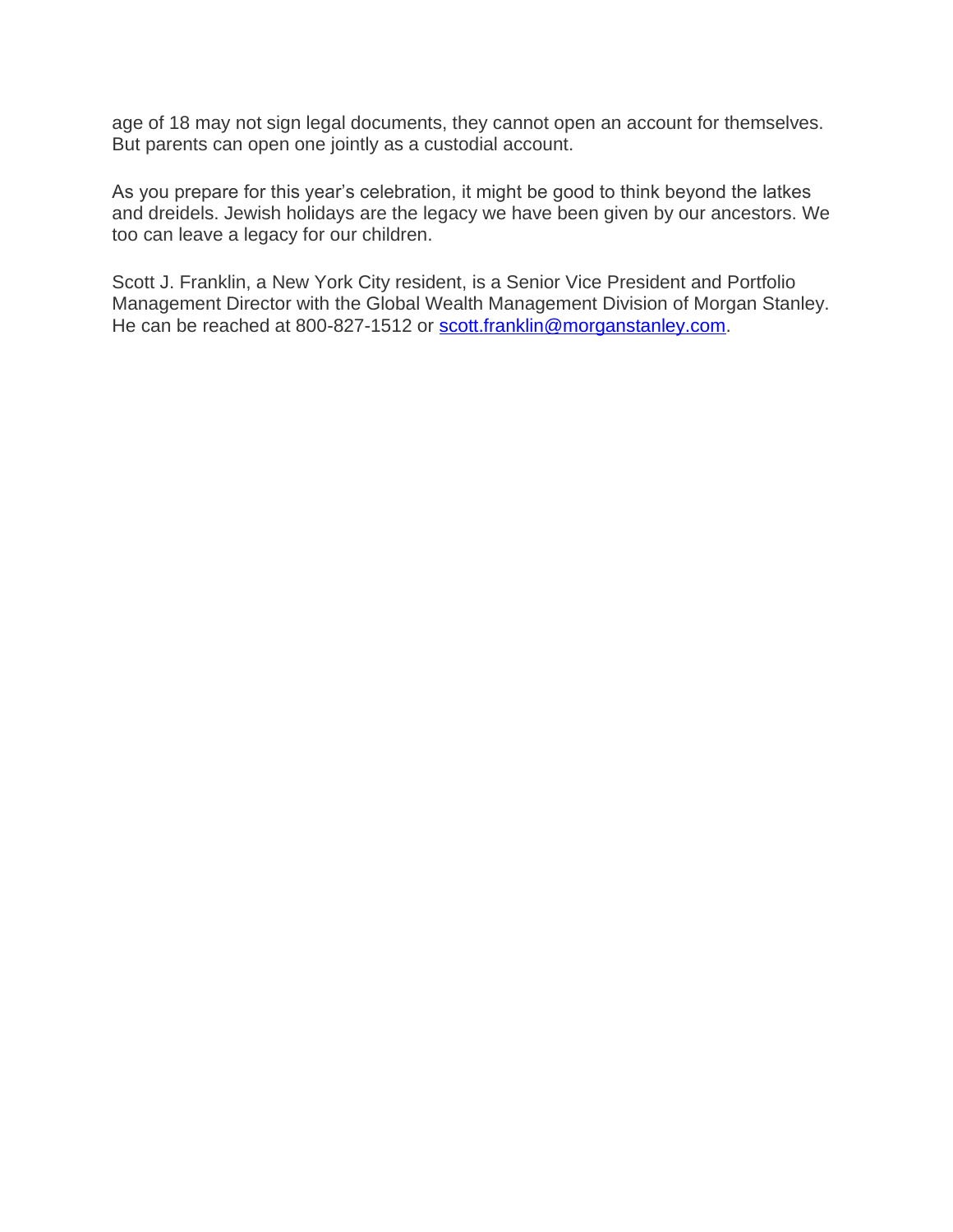age of 18 may not sign legal documents, they cannot open an account for themselves. But parents can open one jointly as a custodial account.

As you prepare for this year's celebration, it might be good to think beyond the latkes and dreidels. Jewish holidays are the legacy we have been given by our ancestors. We too can leave a legacy for our children.

Scott J. Franklin, a New York City resident, is a Senior Vice President and Portfolio Management Director with the Global Wealth Management Division of Morgan Stanley. He can be reached at 800-827-1512 or [scott.franklin@morganstanley.com](mailto:scott.franklin@morganstanley.com).